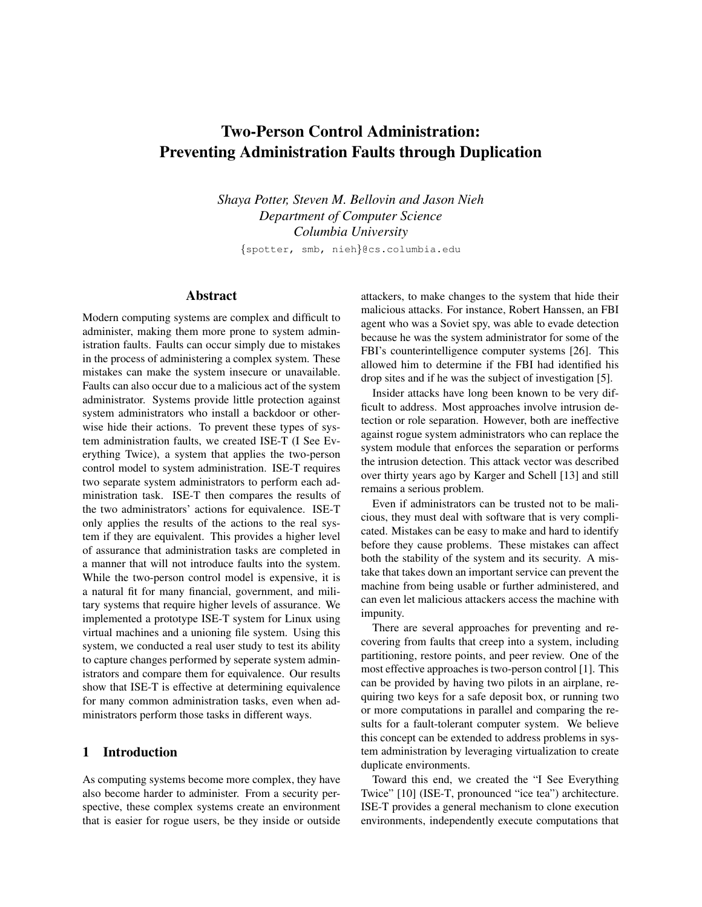# Two-Person Control Administration: Preventing Administration Faults through Duplication

*Shaya Potter, Steven M. Bellovin and Jason Nieh*
*Department of Computer Science*
*Columbia University*

{spotter, smb, nieh}@cs.columbia.edu

## Abstract

Modern computing systems are complex and difficult to administer, making them more prone to system administration faults. Faults can occur simply due to mistakes in the process of administering a complex system. These mistakes can make the system insecure or unavailable. Faults can also occur due to a malicious act of the system administrator. Systems provide little protection against system administrators who install a backdoor or otherwise hide their actions. To prevent these types of system administration faults, we created ISE-T (I See Everything Twice), a system that applies the two-person control model to system administration. ISE-T requires two separate system administrators to perform each administration task. ISE-T then compares the results of the two administrators' actions for equivalence. ISE-T only applies the results of the actions to the real system if they are equivalent. This provides a higher level of assurance that administration tasks are completed in a manner that will not introduce faults into the system. While the two-person control model is expensive, it is a natural fit for many financial, government, and military systems that require higher levels of assurance. We implemented a prototype ISE-T system for Linux using virtual machines and a unioning file system. Using this system, we conducted a real user study to test its ability to capture changes performed by seperate system administrators and compare them for equivalence. Our results show that ISE-T is effective at determining equivalence for many common administration tasks, even when administrators perform those tasks in different ways.

## 1 Introduction

As computing systems become more complex, they have also become harder to administer. From a security perspective, these complex systems create an environment that is easier for rogue users, be they inside or outside attackers, to make changes to the system that hide their malicious attacks. For instance, Robert Hanssen, an FBI agent who was a Soviet spy, was able to evade detection because he was the system administrator for some of the FBI's counterintelligence computer systems [26]. This allowed him to determine if the FBI had identified his drop sites and if he was the subject of investigation [5].

Insider attacks have long been known to be very difficult to address. Most approaches involve intrusion detection or role separation. However, both are ineffective against rogue system administrators who can replace the system module that enforces the separation or performs the intrusion detection. This attack vector was described over thirty years ago by Karger and Schell [13] and still remains a serious problem.

Even if administrators can be trusted not to be malicious, they must deal with software that is very complicated. Mistakes can be easy to make and hard to identify before they cause problems. These mistakes can affect both the stability of the system and its security. A mistake that takes down an important service can prevent the machine from being usable or further administered, and can even let malicious attackers access the machine with impunity.

There are several approaches for preventing and recovering from faults that creep into a system, including partitioning, restore points, and peer review. One of the most effective approaches is two-person control [1]. This can be provided by having two pilots in an airplane, requiring two keys for a safe deposit box, or running two or more computations in parallel and comparing the results for a fault-tolerant computer system. We believe this concept can be extended to address problems in system administration by leveraging virtualization to create duplicate environments.

Toward this end, we created the "I See Everything Twice" [10] (ISE-T, pronounced "ice tea") architecture. ISE-T provides a general mechanism to clone execution environments, independently execute computations that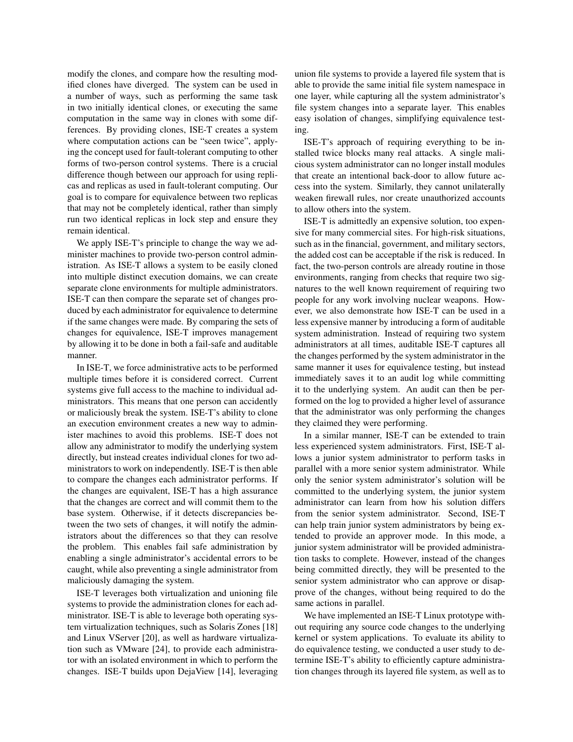modify the clones, and compare how the resulting modified clones have diverged. The system can be used in a number of ways, such as performing the same task in two initially identical clones, or executing the same computation in the same way in clones with some differences. By providing clones, ISE-T creates a system where computation actions can be "seen twice", applying the concept used for fault-tolerant computing to other forms of two-person control systems. There is a crucial difference though between our approach for using replicas and replicas as used in fault-tolerant computing. Our goal is to compare for equivalence between two replicas that may not be completely identical, rather than simply run two identical replicas in lock step and ensure they remain identical.

We apply ISE-T's principle to change the way we administer machines to provide two-person control administration. As ISE-T allows a system to be easily cloned into multiple distinct execution domains, we can create separate clone environments for multiple administrators. ISE-T can then compare the separate set of changes produced by each administrator for equivalence to determine if the same changes were made. By comparing the sets of changes for equivalence, ISE-T improves management by allowing it to be done in both a fail-safe and auditable manner.

In ISE-T, we force administrative acts to be performed multiple times before it is considered correct. Current systems give full access to the machine to individual administrators. This means that one person can accidently or maliciously break the system. ISE-T's ability to clone an execution environment creates a new way to administer machines to avoid this problems. ISE-T does not allow any administrator to modify the underlying system directly, but instead creates individual clones for two administrators to work on independently. ISE-T is then able to compare the changes each administrator performs. If the changes are equivalent, ISE-T has a high assurance that the changes are correct and will commit them to the base system. Otherwise, if it detects discrepancies between the two sets of changes, it will notify the administrators about the differences so that they can resolve the problem. This enables fail safe administration by enabling a single administrator's accidental errors to be caught, while also preventing a single administrator from maliciously damaging the system.

ISE-T leverages both virtualization and unioning file systems to provide the administration clones for each administrator. ISE-T is able to leverage both operating system virtualization techniques, such as Solaris Zones [18] and Linux VServer [20], as well as hardware virtualization such as VMware [24], to provide each administrator with an isolated environment in which to perform the changes. ISE-T builds upon DejaView [14], leveraging union file systems to provide a layered file system that is able to provide the same initial file system namespace in one layer, while capturing all the system administrator's file system changes into a separate layer. This enables easy isolation of changes, simplifying equivalence testing.

ISE-T's approach of requiring everything to be installed twice blocks many real attacks. A single malicious system administrator can no longer install modules that create an intentional back-door to allow future access into the system. Similarly, they cannot unilaterally weaken firewall rules, nor create unauthorized accounts to allow others into the system.

ISE-T is admittedly an expensive solution, too expensive for many commercial sites. For high-risk situations, such as in the financial, government, and military sectors, the added cost can be acceptable if the risk is reduced. In fact, the two-person controls are already routine in those environments, ranging from checks that require two signatures to the well known requirement of requiring two people for any work involving nuclear weapons. However, we also demonstrate how ISE-T can be used in a less expensive manner by introducing a form of auditable system administration. Instead of requiring two system administrators at all times, auditable ISE-T captures all the changes performed by the system administrator in the same manner it uses for equivalence testing, but instead immediately saves it to an audit log while committing it to the underlying system. An audit can then be performed on the log to provided a higher level of assurance that the administrator was only performing the changes they claimed they were performing.

In a similar manner, ISE-T can be extended to train less experienced system administrators. First, ISE-T allows a junior system administrator to perform tasks in parallel with a more senior system administrator. While only the senior system administrator's solution will be committed to the underlying system, the junior system administrator can learn from how his solution differs from the senior system administrator. Second, ISE-T can help train junior system administrators by being extended to provide an approver mode. In this mode, a junior system administrator will be provided administration tasks to complete. However, instead of the changes being committed directly, they will be presented to the senior system administrator who can approve or disapprove of the changes, without being required to do the same actions in parallel.

We have implemented an ISE-T Linux prototype without requiring any source code changes to the underlying kernel or system applications. To evaluate its ability to do equivalence testing, we conducted a user study to determine ISE-T's ability to efficiently capture administration changes through its layered file system, as well as to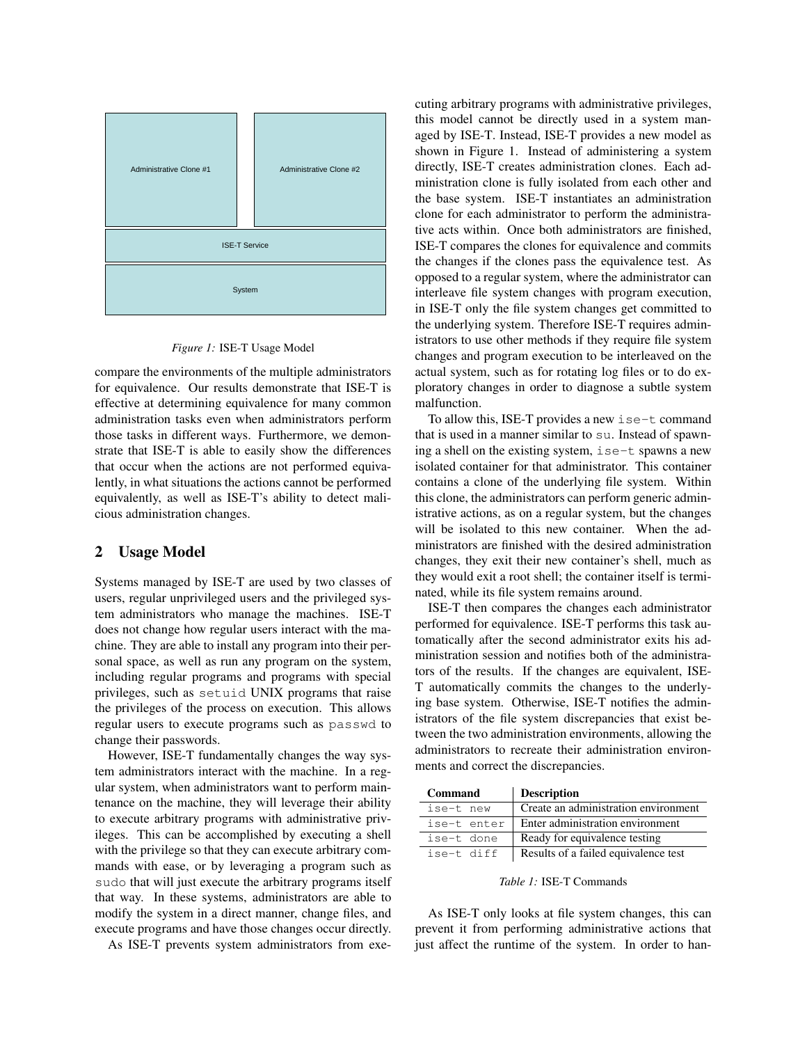Administrative Clone #1

Administrative Clone #2

ISE-T Service

System

*Figure 1:* ISE-T Usage Model

compare the environments of the multiple administrators for equivalence. Our results demonstrate that ISE-T is effective at determining equivalence for many common administration tasks even when administrators perform those tasks in different ways. Furthermore, we demonstrate that ISE-T is able to easily show the differences that occur when the actions are not performed equivalently, in what situations the actions cannot be performed equivalently, as well as ISE-T's ability to detect malicious administration changes.

## 2 Usage Model

Systems managed by ISE-T are used by two classes of users, regular unprivileged users and the privileged system administrators who manage the machines. ISE-T does not change how regular users interact with the machine. They are able to install any program into their personal space, as well as run any program on the system, including regular programs and programs with special privileges, such as `setuid` UNIX programs that raise the privileges of the process on execution. This allows regular users to execute programs such as `passwd` to change their passwords.

However, ISE-T fundamentally changes the way system administrators interact with the machine. In a regular system, when administrators want to perform maintenance on the machine, they will leverage their ability to execute arbitrary programs with administrative privileges. This can be accomplished by executing a shell with the privilege so that they can execute arbitrary commands with ease, or by leveraging a program such as `sudo` that will just execute the arbitrary programs itself that way. In these systems, administrators are able to modify the system in a direct manner, change files, and execute programs and have those changes occur directly.

As ISE-T prevents system administrators from executing arbitrary programs with administrative privileges, this model cannot be directly used in a system managed by ISE-T. Instead, ISE-T provides a new model as shown in Figure 1. Instead of administering a system directly, ISE-T creates administration clones. Each administration clone is fully isolated from each other and the base system. ISE-T instantiates an administration clone for each administrator to perform the administrative acts within. Once both administrators are finished, ISE-T compares the clones for equivalence and commits the changes if the clones pass the equivalence test. As opposed to a regular system, where the administrator can interleave file system changes with program execution, in ISE-T only the file system changes get committed to the underlying system. Therefore ISE-T requires administrators to use other methods if they require file system changes and program execution to be interleaved on the actual system, such as for rotating log files or to do exploratory changes in order to diagnose a subtle system malfunction.

To allow this, ISE-T provides a new `ise-t` command that is used in a manner similar to `su`. Instead of spawning a shell on the existing system, `ise-t` spawns a new isolated container for that administrator. This container contains a clone of the underlying file system. Within this clone, the administrators can perform generic administrative actions, as on a regular system, but the changes will be isolated to this new container. When the administrators are finished with the desired administration changes, they exit their new container's shell, much as they would exit a root shell; the container itself is terminated, while its file system remains around.

ISE-T then compares the changes each administrator performed for equivalence. ISE-T performs this task automatically after the second administrator exits his administration session and notifies both of the administrators of the results. If the changes are equivalent, ISE-T automatically commits the changes to the underlying base system. Otherwise, ISE-T notifies the administrators of the file system discrepancies that exist between the two administration environments, allowing the administrators to recreate their administration environments and correct the discrepancies.

| Command | Description |
|---|---|
| `ise-t new` | Create an administration environment |
| `ise-t enter` | Enter administration environment |
| `ise-t done` | Ready for equivalence testing |
| `ise-t diff` | Results of a failed equivalence test |

*Table 1:* ISE-T Commands

As ISE-T only looks at file system changes, this can prevent it from performing administrative actions that just affect the runtime of the system. In order to han-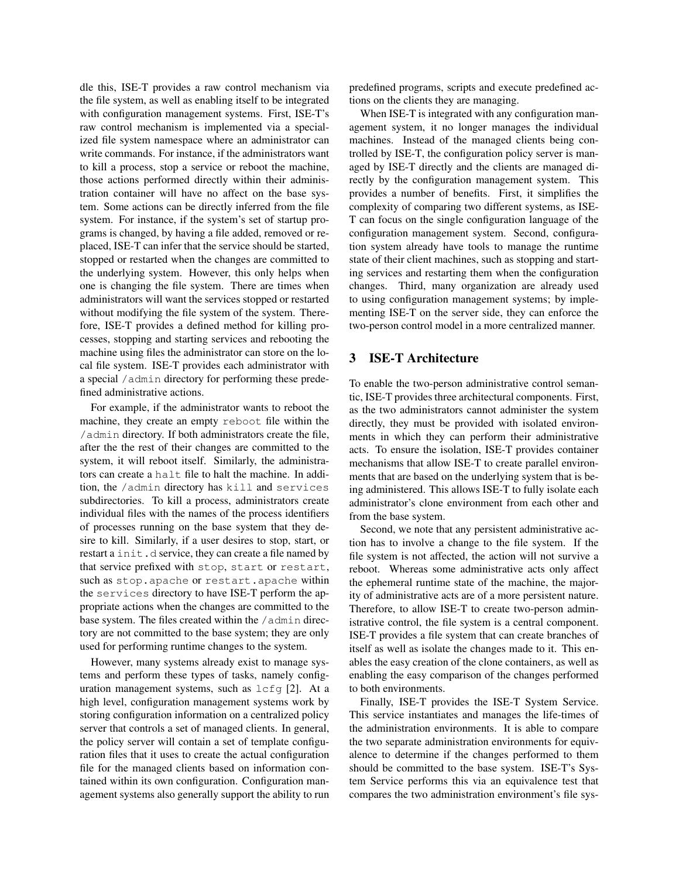dle this, ISE-T provides a raw control mechanism via the file system, as well as enabling itself to be integrated with configuration management systems. First, ISE-T's raw control mechanism is implemented via a specialized file system namespace where an administrator can write commands. For instance, if the administrators want to kill a process, stop a service or reboot the machine, those actions performed directly within their administration container will have no affect on the base system. Some actions can be directly inferred from the file system. For instance, if the system's set of startup programs is changed, by having a file added, removed or replaced, ISE-T can infer that the service should be started, stopped or restarted when the changes are committed to the underlying system. However, this only helps when one is changing the file system. There are times when administrators will want the services stopped or restarted without modifying the file system of the system. Therefore, ISE-T provides a defined method for killing processes, stopping and starting services and rebooting the machine using files the administrator can store on the local file system. ISE-T provides each administrator with a special `/admin` directory for performing these predefined administrative actions.

For example, if the administrator wants to reboot the machine, they create an empty `reboot` file within the `/admin` directory. If both administrators create the file, after the the rest of their changes are committed to the system, it will reboot itself. Similarly, the administrators can create a `halt` file to halt the machine. In addition, the `/admin` directory has `kill` and `services` subdirectories. To kill a process, administrators create individual files with the names of the process identifiers of processes running on the base system that they desire to kill. Similarly, if a user desires to stop, start, or restart a `init.d` service, they can create a file named by that service prefixed with `stop`, `start` or `restart`, such as `stop.apache` or `restart.apache` within the `services` directory to have ISE-T perform the appropriate actions when the changes are committed to the base system. The files created within the `/admin` directory are not committed to the base system; they are only used for performing runtime changes to the system.

However, many systems already exist to manage systems and perform these types of tasks, namely configuration management systems, such as `lcfg` [2]. At a high level, configuration management systems work by storing configuration information on a centralized policy server that controls a set of managed clients. In general, the policy server will contain a set of template configuration files that it uses to create the actual configuration file for the managed clients based on information contained within its own configuration. Configuration management systems also generally support the ability to run predefined programs, scripts and execute predefined actions on the clients they are managing.

When ISE-T is integrated with any configuration management system, it no longer manages the individual machines. Instead of the managed clients being controlled by ISE-T, the configuration policy server is managed by ISE-T directly and the clients are managed directly by the configuration management system. This provides a number of benefits. First, it simplifies the complexity of comparing two different systems, as ISE-T can focus on the single configuration language of the configuration management system. Second, configuration system already have tools to manage the runtime state of their client machines, such as stopping and starting services and restarting them when the configuration changes. Third, many organization are already used to using configuration management systems; by implementing ISE-T on the server side, they can enforce the two-person control model in a more centralized manner.

## 3 ISE-T Architecture

To enable the two-person administrative control semantic, ISE-T provides three architectural components. First, as the two administrators cannot administer the system directly, they must be provided with isolated environments in which they can perform their administrative acts. To ensure the isolation, ISE-T provides container mechanisms that allow ISE-T to create parallel environments that are based on the underlying system that is being administered. This allows ISE-T to fully isolate each administrator's clone environment from each other and from the base system.

Second, we note that any persistent administrative action has to involve a change to the file system. If the file system is not affected, the action will not survive a reboot. Whereas some administrative acts only affect the ephemeral runtime state of the machine, the majority of administrative acts are of a more persistent nature. Therefore, to allow ISE-T to create two-person administrative control, the file system is a central component. ISE-T provides a file system that can create branches of itself as well as isolate the changes made to it. This enables the easy creation of the clone containers, as well as enabling the easy comparison of the changes performed to both environments.

Finally, ISE-T provides the ISE-T System Service. This service instantiates and manages the life-times of the administration environments. It is able to compare the two separate administration environments for equivalence to determine if the changes performed to them should be committed to the base system. ISE-T's System Service performs this via an equivalence test that compares the two administration environment's file sys-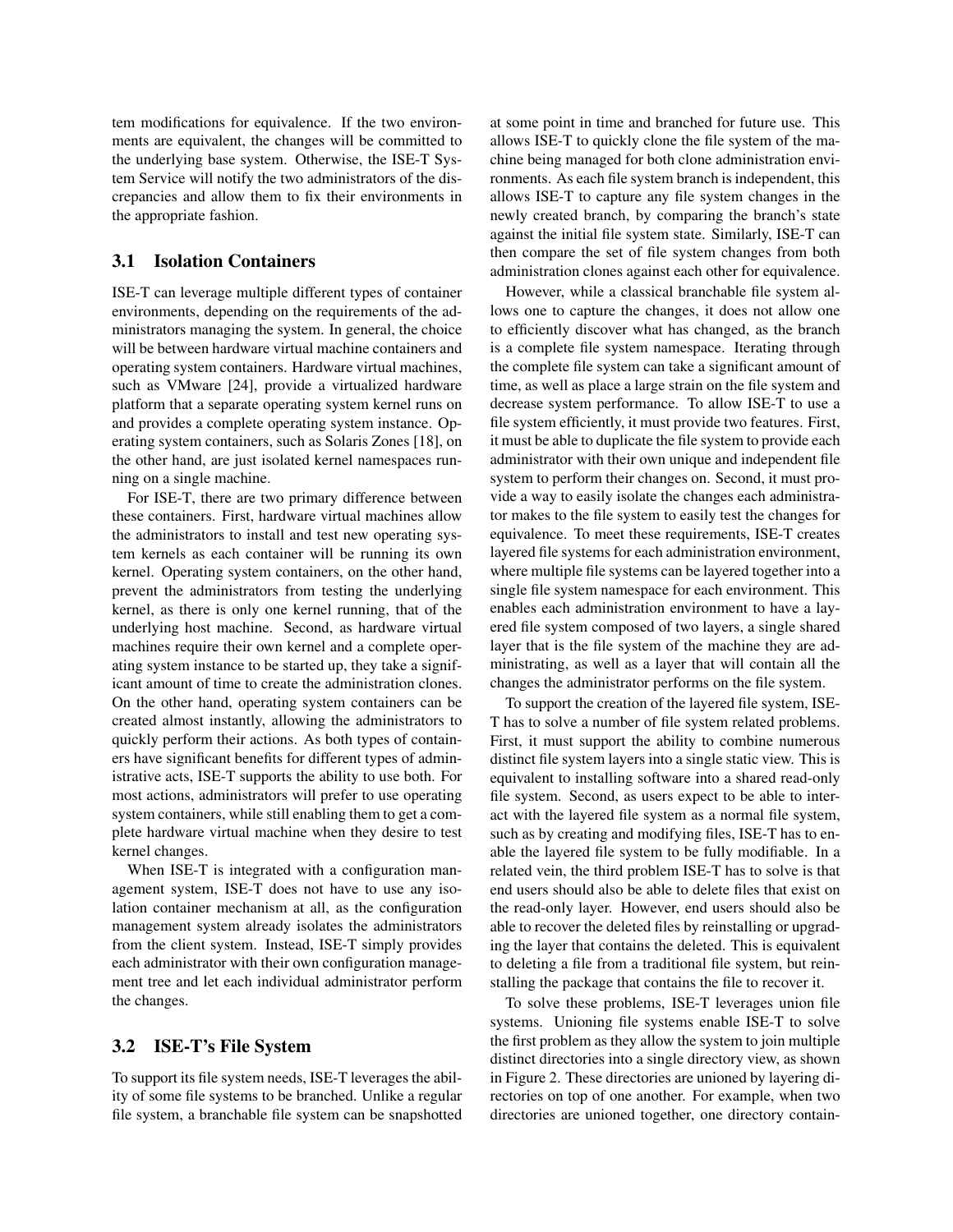tem modifications for equivalence. If the two environments are equivalent, the changes will be committed to the underlying base system. Otherwise, the ISE-T System Service will notify the two administrators of the discrepancies and allow them to fix their environments in the appropriate fashion.

### 3.1 Isolation Containers

ISE-T can leverage multiple different types of container environments, depending on the requirements of the administrators managing the system. In general, the choice will be between hardware virtual machine containers and operating system containers. Hardware virtual machines, such as VMware [24], provide a virtualized hardware platform that a separate operating system kernel runs on and provides a complete operating system instance. Operating system containers, such as Solaris Zones [18], on the other hand, are just isolated kernel namespaces running on a single machine.

For ISE-T, there are two primary difference between these containers. First, hardware virtual machines allow the administrators to install and test new operating system kernels as each container will be running its own kernel. Operating system containers, on the other hand, prevent the administrators from testing the underlying kernel, as there is only one kernel running, that of the underlying host machine. Second, as hardware virtual machines require their own kernel and a complete operating system instance to be started up, they take a significant amount of time to create the administration clones. On the other hand, operating system containers can be created almost instantly, allowing the administrators to quickly perform their actions. As both types of containers have significant benefits for different types of administrative acts, ISE-T supports the ability to use both. For most actions, administrators will prefer to use operating system containers, while still enabling them to get a complete hardware virtual machine when they desire to test kernel changes.

When ISE-T is integrated with a configuration management system, ISE-T does not have to use any isolation container mechanism at all, as the configuration management system already isolates the administrators from the client system. Instead, ISE-T simply provides each administrator with their own configuration management tree and let each individual administrator perform the changes.

### 3.2 ISE-T's File System

To support its file system needs, ISE-T leverages the ability of some file systems to be branched. Unlike a regular file system, a branchable file system can be snapshotted at some point in time and branched for future use. This allows ISE-T to quickly clone the file system of the machine being managed for both clone administration environments. As each file system branch is independent, this allows ISE-T to capture any file system changes in the newly created branch, by comparing the branch's state against the initial file system state. Similarly, ISE-T can then compare the set of file system changes from both administration clones against each other for equivalence.

However, while a classical branchable file system allows one to capture the changes, it does not allow one to efficiently discover what has changed, as the branch is a complete file system namespace. Iterating through the complete file system can take a significant amount of time, as well as place a large strain on the file system and decrease system performance. To allow ISE-T to use a file system efficiently, it must provide two features. First, it must be able to duplicate the file system to provide each administrator with their own unique and independent file system to perform their changes on. Second, it must provide a way to easily isolate the changes each administrator makes to the file system to easily test the changes for equivalence. To meet these requirements, ISE-T creates layered file systems for each administration environment, where multiple file systems can be layered together into a single file system namespace for each environment. This enables each administration environment to have a layered file system composed of two layers, a single shared layer that is the file system of the machine they are administrating, as well as a layer that will contain all the changes the administrator performs on the file system.

To support the creation of the layered file system, ISE-T has to solve a number of file system related problems. First, it must support the ability to combine numerous distinct file system layers into a single static view. This is equivalent to installing software into a shared read-only file system. Second, as users expect to be able to interact with the layered file system as a normal file system, such as by creating and modifying files, ISE-T has to enable the layered file system to be fully modifiable. In a related vein, the third problem ISE-T has to solve is that end users should also be able to delete files that exist on the read-only layer. However, end users should also be able to recover the deleted files by reinstalling or upgrading the layer that contains the deleted. This is equivalent to deleting a file from a traditional file system, but reinstalling the package that contains the file to recover it.

To solve these problems, ISE-T leverages union file systems. Unioning file systems enable ISE-T to solve the first problem as they allow the system to join multiple distinct directories into a single directory view, as shown in Figure 2. These directories are unioned by layering directories on top of one another. For example, when two directories are unioned together, one directory contain-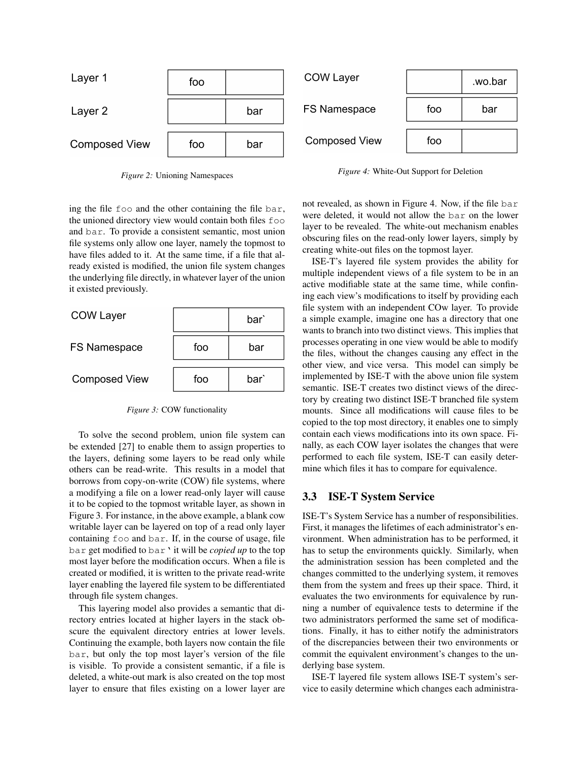| Layer 1 | foo | |
|---|---|---|
| Layer 2 | | bar |
| Composed View | foo | bar |

*Figure 2:* Unioning Namespaces

ing the file foo and the other containing the file bar, the unioned directory view would contain both files foo and bar. To provide a consistent semantic, most union file systems only allow one layer, namely the topmost to have files added to it. At the same time, if a file that already existed is modified, the union file system changes the underlying file directly, in whatever layer of the union it existed previously.

| COW Layer | | bar` |
|---|---|---|
| FS Namespace | foo | bar |
| Composed View | foo | bar` |

*Figure 3:* COW functionality

To solve the second problem, union file system can be extended [27] to enable them to assign properties to the layers, defining some layers to be read only while others can be read-write. This results in a model that borrows from copy-on-write (COW) file systems, where a modifying a file on a lower read-only layer will cause it to be copied to the topmost writable layer, as shown in Figure 3. For instance, in the above example, a blank cow writable layer can be layered on top of a read only layer containing foo and bar. If, in the course of usage, file bar get modified to bar' it will be *copied up* to the top most layer before the modification occurs. When a file is created or modified, it is written to the private read-write layer enabling the layered file system to be differentiated through file system changes.

This layering model also provides a semantic that directory entries located at higher layers in the stack obscure the equivalent directory entries at lower levels. Continuing the example, both layers now contain the file bar, but only the top most layer's version of the file is visible. To provide a consistent semantic, if a file is deleted, a white-out mark is also created on the top most layer to ensure that files existing on a lower layer are not revealed, as shown in Figure 4. Now, if the file bar were deleted, it would not allow the bar on the lower layer to be revealed. The white-out mechanism enables obscuring files on the read-only lower layers, simply by creating white-out files on the topmost layer.

| COW Layer | | .wo.bar |
|---|---|---|
| FS Namespace | foo | bar |
| Composed View | foo | |

*Figure 4:* White-Out Support for Deletion

ISE-T's layered file system provides the ability for multiple independent views of a file system to be in an active modifiable state at the same time, while confining each view's modifications to itself by providing each file system with an independent COw layer. To provide a simple example, imagine one has a directory that one wants to branch into two distinct views. This implies that processes operating in one view would be able to modify the files, without the changes causing any effect in the other view, and vice versa. This model can simply be implemented by ISE-T with the above union file system semantic. ISE-T creates two distinct views of the directory by creating two distinct ISE-T branched file system mounts. Since all modifications will cause files to be copied to the top most directory, it enables one to simply contain each views modifications into its own space. Finally, as each COW layer isolates the changes that were performed to each file system, ISE-T can easily determine which files it has to compare for equivalence.

## 3.3 ISE-T System Service

ISE-T's System Service has a number of responsibilities. First, it manages the lifetimes of each administrator's environment. When administration has to be performed, it has to setup the environments quickly. Similarly, when the administration session has been completed and the changes committed to the underlying system, it removes them from the system and frees up their space. Third, it evaluates the two environments for equivalence by running a number of equivalence tests to determine if the two administrators performed the same set of modifications. Finally, it has to either notify the administrators of the discrepancies between their two environments or commit the equivalent environment's changes to the underlying base system.

ISE-T layered file system allows ISE-T system's service to easily determine which changes each administra-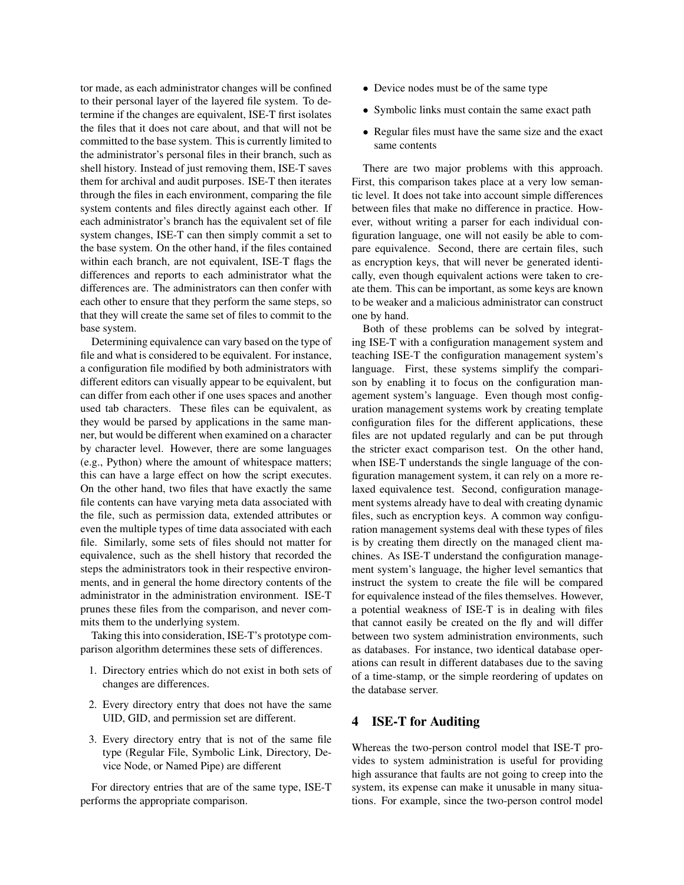tor made, as each administrator changes will be confined to their personal layer of the layered file system. To determine if the changes are equivalent, ISE-T first isolates the files that it does not care about, and that will not be committed to the base system. This is currently limited to the administrator's personal files in their branch, such as shell history. Instead of just removing them, ISE-T saves them for archival and audit purposes. ISE-T then iterates through the files in each environment, comparing the file system contents and files directly against each other. If each administrator's branch has the equivalent set of file system changes, ISE-T can then simply commit a set to the base system. On the other hand, if the files contained within each branch, are not equivalent, ISE-T flags the differences and reports to each administrator what the differences are. The administrators can then confer with each other to ensure that they perform the same steps, so that they will create the same set of files to commit to the base system.

Determining equivalence can vary based on the type of file and what is considered to be equivalent. For instance, a configuration file modified by both administrators with different editors can visually appear to be equivalent, but can differ from each other if one uses spaces and another used tab characters. These files can be equivalent, as they would be parsed by applications in the same manner, but would be different when examined on a character by character level. However, there are some languages (e.g., Python) where the amount of whitespace matters; this can have a large effect on how the script executes. On the other hand, two files that have exactly the same file contents can have varying meta data associated with the file, such as permission data, extended attributes or even the multiple types of time data associated with each file. Similarly, some sets of files should not matter for equivalence, such as the shell history that recorded the steps the administrators took in their respective environments, and in general the home directory contents of the administrator in the administration environment. ISE-T prunes these files from the comparison, and never commits them to the underlying system.

Taking this into consideration, ISE-T's prototype comparison algorithm determines these sets of differences.

1. Directory entries which do not exist in both sets of changes are differences.
2. Every directory entry that does not have the same UID, GID, and permission set are different.
3. Every directory entry that is not of the same file type (Regular File, Symbolic Link, Directory, Device Node, or Named Pipe) are different

For directory entries that are of the same type, ISE-T performs the appropriate comparison.

- Device nodes must be of the same type
- Symbolic links must contain the same exact path
- Regular files must have the same size and the exact same contents

There are two major problems with this approach. First, this comparison takes place at a very low semantic level. It does not take into account simple differences between files that make no difference in practice. However, without writing a parser for each individual configuration language, one will not easily be able to compare equivalence. Second, there are certain files, such as encryption keys, that will never be generated identically, even though equivalent actions were taken to create them. This can be important, as some keys are known to be weaker and a malicious administrator can construct one by hand.

Both of these problems can be solved by integrating ISE-T with a configuration management system and teaching ISE-T the configuration management system's language. First, these systems simplify the comparison by enabling it to focus on the configuration management system's language. Even though most configuration management systems work by creating template configuration files for the different applications, these files are not updated regularly and can be put through the stricter exact comparison test. On the other hand, when ISE-T understands the single language of the configuration management system, it can rely on a more relaxed equivalence test. Second, configuration management systems already have to deal with creating dynamic files, such as encryption keys. A common way configuration management systems deal with these types of files is by creating them directly on the managed client machines. As ISE-T understand the configuration management system's language, the higher level semantics that instruct the system to create the file will be compared for equivalence instead of the files themselves. However, a potential weakness of ISE-T is in dealing with files that cannot easily be created on the fly and will differ between two system administration environments, such as databases. For instance, two identical database operations can result in different databases due to the saving of a time-stamp, or the simple reordering of updates on the database server.

## 4 ISE-T for Auditing

Whereas the two-person control model that ISE-T provides to system administration is useful for providing high assurance that faults are not going to creep into the system, its expense can make it unusable in many situations. For example, since the two-person control model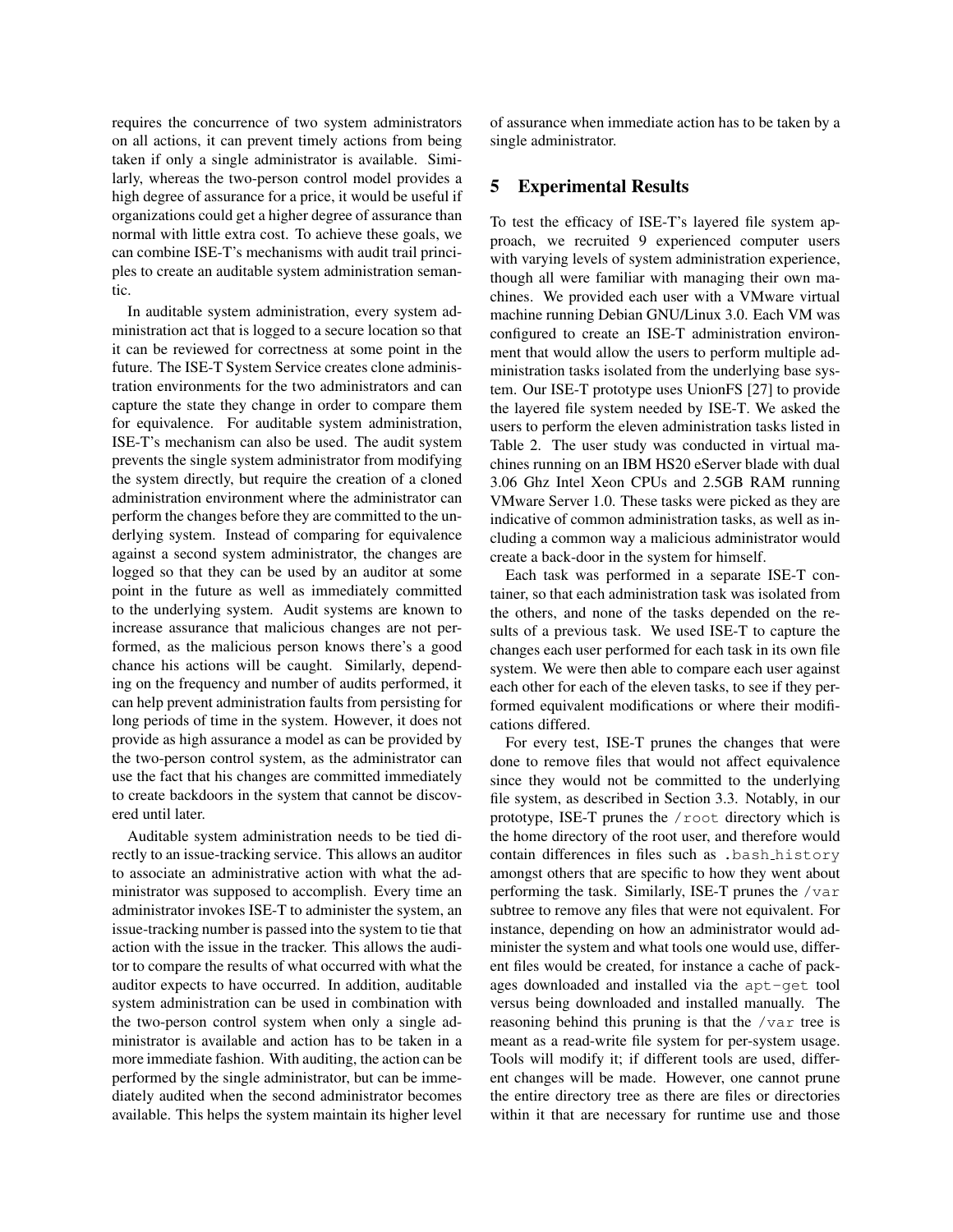requires the concurrence of two system administrators on all actions, it can prevent timely actions from being taken if only a single administrator is available. Similarly, whereas the two-person control model provides a high degree of assurance for a price, it would be useful if organizations could get a higher degree of assurance than normal with little extra cost. To achieve these goals, we can combine ISE-T's mechanisms with audit trail principles to create an auditable system administration semantic.

In auditable system administration, every system administration act that is logged to a secure location so that it can be reviewed for correctness at some point in the future. The ISE-T System Service creates clone administration environments for the two administrators and can capture the state they change in order to compare them for equivalence. For auditable system administration, ISE-T's mechanism can also be used. The audit system prevents the single system administrator from modifying the system directly, but require the creation of a cloned administration environment where the administrator can perform the changes before they are committed to the underlying system. Instead of comparing for equivalence against a second system administrator, the changes are logged so that they can be used by an auditor at some point in the future as well as immediately committed to the underlying system. Audit systems are known to increase assurance that malicious changes are not performed, as the malicious person knows there's a good chance his actions will be caught. Similarly, depending on the frequency and number of audits performed, it can help prevent administration faults from persisting for long periods of time in the system. However, it does not provide as high assurance a model as can be provided by the two-person control system, as the administrator can use the fact that his changes are committed immediately to create backdoors in the system that cannot be discovered until later.

Auditable system administration needs to be tied directly to an issue-tracking service. This allows an auditor to associate an administrative action with what the administrator was supposed to accomplish. Every time an administrator invokes ISE-T to administer the system, an issue-tracking number is passed into the system to tie that action with the issue in the tracker. This allows the auditor to compare the results of what occurred with what the auditor expects to have occurred. In addition, auditable system administration can be used in combination with the two-person control system when only a single administrator is available and action has to be taken in a more immediate fashion. With auditing, the action can be performed by the single administrator, but can be immediately audited when the second administrator becomes available. This helps the system maintain its higher level of assurance when immediate action has to be taken by a single administrator.

## 5 Experimental Results

To test the efficacy of ISE-T's layered file system approach, we recruited 9 experienced computer users with varying levels of system administration experience, though all were familiar with managing their own machines. We provided each user with a VMware virtual machine running Debian GNU/Linux 3.0. Each VM was configured to create an ISE-T administration environment that would allow the users to perform multiple administration tasks isolated from the underlying base system. Our ISE-T prototype uses UnionFS [27] to provide the layered file system needed by ISE-T. We asked the users to perform the eleven administration tasks listed in Table 2. The user study was conducted in virtual machines running on an IBM HS20 eServer blade with dual 3.06 Ghz Intel Xeon CPUs and 2.5GB RAM running VMware Server 1.0. These tasks were picked as they are indicative of common administration tasks, as well as including a common way a malicious administrator would create a back-door in the system for himself.

Each task was performed in a separate ISE-T container, so that each administration task was isolated from the others, and none of the tasks depended on the results of a previous task. We used ISE-T to capture the changes each user performed for each task in its own file system. We were then able to compare each user against each other for each of the eleven tasks, to see if they performed equivalent modifications or where their modifications differed.

For every test, ISE-T prunes the changes that were done to remove files that would not affect equivalence since they would not be committed to the underlying file system, as described in Section 3.3. Notably, in our prototype, ISE-T prunes the `/root` directory which is the home directory of the root user, and therefore would contain differences in files such as `.bash_history` amongst others that are specific to how they went about performing the task. Similarly, ISE-T prunes the `/var` subtree to remove any files that were not equivalent. For instance, depending on how an administrator would administer the system and what tools one would use, different files would be created, for instance a cache of packages downloaded and installed via the `apt-get` tool versus being downloaded and installed manually. The reasoning behind this pruning is that the `/var` tree is meant as a read-write file system for per-system usage. Tools will modify it; if different tools are used, different changes will be made. However, one cannot prune the entire directory tree as there are files or directories within it that are necessary for runtime use and those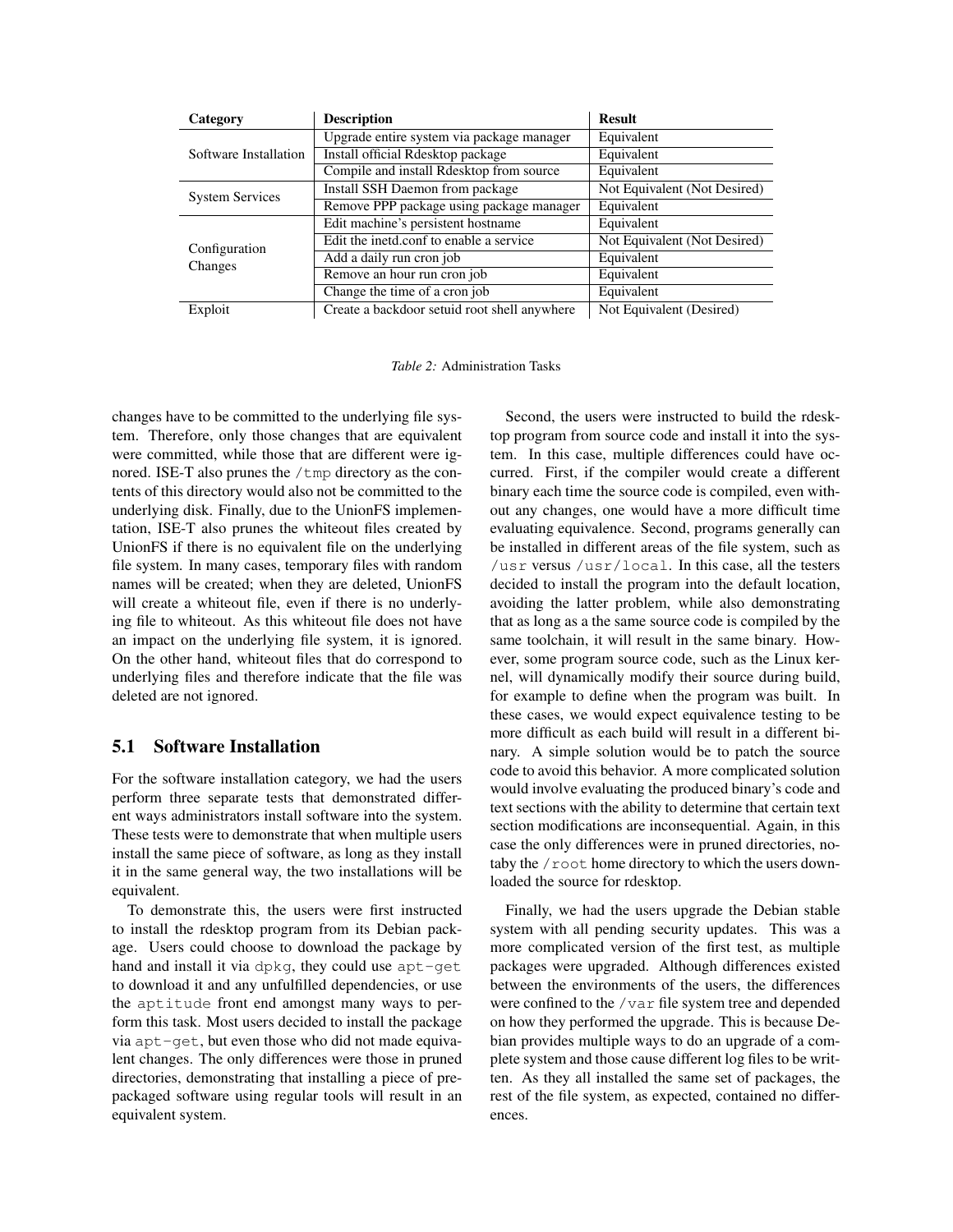| Category | Description | Result |
|---|---|---|
| Software Installation | Upgrade entire system via package manager | Equivalent |
| | Install official Rdesktop package | Equivalent |
| | Compile and install Rdesktop from source | Equivalent |
| System Services | Install SSH Daemon from package | Not Equivalent (Not Desired) |
| | Remove PPP package using package manager | Equivalent |
| Configuration Changes | Edit machine's persistent hostname | Equivalent |
| | Edit the inetd.conf to enable a service | Not Equivalent (Not Desired) |
| | Add a daily run cron job | Equivalent |
| | Remove an hour run cron job | Equivalent |
| | Change the time of a cron job | Equivalent |
| Exploit | Create a backdoor setuid root shell anywhere | Not Equivalent (Desired) |

*Table 2:* Administration Tasks

changes have to be committed to the underlying file system. Therefore, only those changes that are equivalent were committed, while those that are different were ignored. ISE-T also prunes the /tmp directory as the contents of this directory would also not be committed to the underlying disk. Finally, due to the UnionFS implementation, ISE-T also prunes the whiteout files created by UnionFS if there is no equivalent file on the underlying file system. In many cases, temporary files with random names will be created; when they are deleted, UnionFS will create a whiteout file, even if there is no underlying file to whiteout. As this whiteout file does not have an impact on the underlying file system, it is ignored. On the other hand, whiteout files that do correspond to underlying files and therefore indicate that the file was deleted are not ignored.

## 5.1 Software Installation

For the software installation category, we had the users perform three separate tests that demonstrated different ways administrators install software into the system. These tests were to demonstrate that when multiple users install the same piece of software, as long as they install it in the same general way, the two installations will be equivalent.

To demonstrate this, the users were first instructed to install the rdesktop program from its Debian package. Users could choose to download the package by hand and install it via dpkg, they could use apt-get to download it and any unfulfilled dependencies, or use the aptitude front end amongst many ways to perform this task. Most users decided to install the package via apt-get, but even those who did not made equivalent changes. The only differences were those in pruned directories, demonstrating that installing a piece of prepackaged software using regular tools will result in an equivalent system.

Second, the users were instructed to build the rdesktop program from source code and install it into the system. In this case, multiple differences could have occurred. First, if the compiler would create a different binary each time the source code is compiled, even without any changes, one would have a more difficult time evaluating equivalence. Second, programs generally can be installed in different areas of the file system, such as /usr versus /usr/local. In this case, all the testers decided to install the program into the default location, avoiding the latter problem, while also demonstrating that as long as a the same source code is compiled by the same toolchain, it will result in the same binary. However, some program source code, such as the Linux kernel, will dynamically modify their source during build, for example to define when the program was built. In these cases, we would expect equivalence testing to be more difficult as each build will result in a different binary. A simple solution would be to patch the source code to avoid this behavior. A more complicated solution would involve evaluating the produced binary's code and text sections with the ability to determine that certain text section modifications are inconsequential. Again, in this case the only differences were in pruned directories, notaby the /root home directory to which the users downloaded the source for rdesktop.

Finally, we had the users upgrade the Debian stable system with all pending security updates. This was a more complicated version of the first test, as multiple packages were upgraded. Although differences existed between the environments of the users, the differences were confined to the /var file system tree and depended on how they performed the upgrade. This is because Debian provides multiple ways to do an upgrade of a complete system and those cause different log files to be written. As they all installed the same set of packages, the rest of the file system, as expected, contained no differences.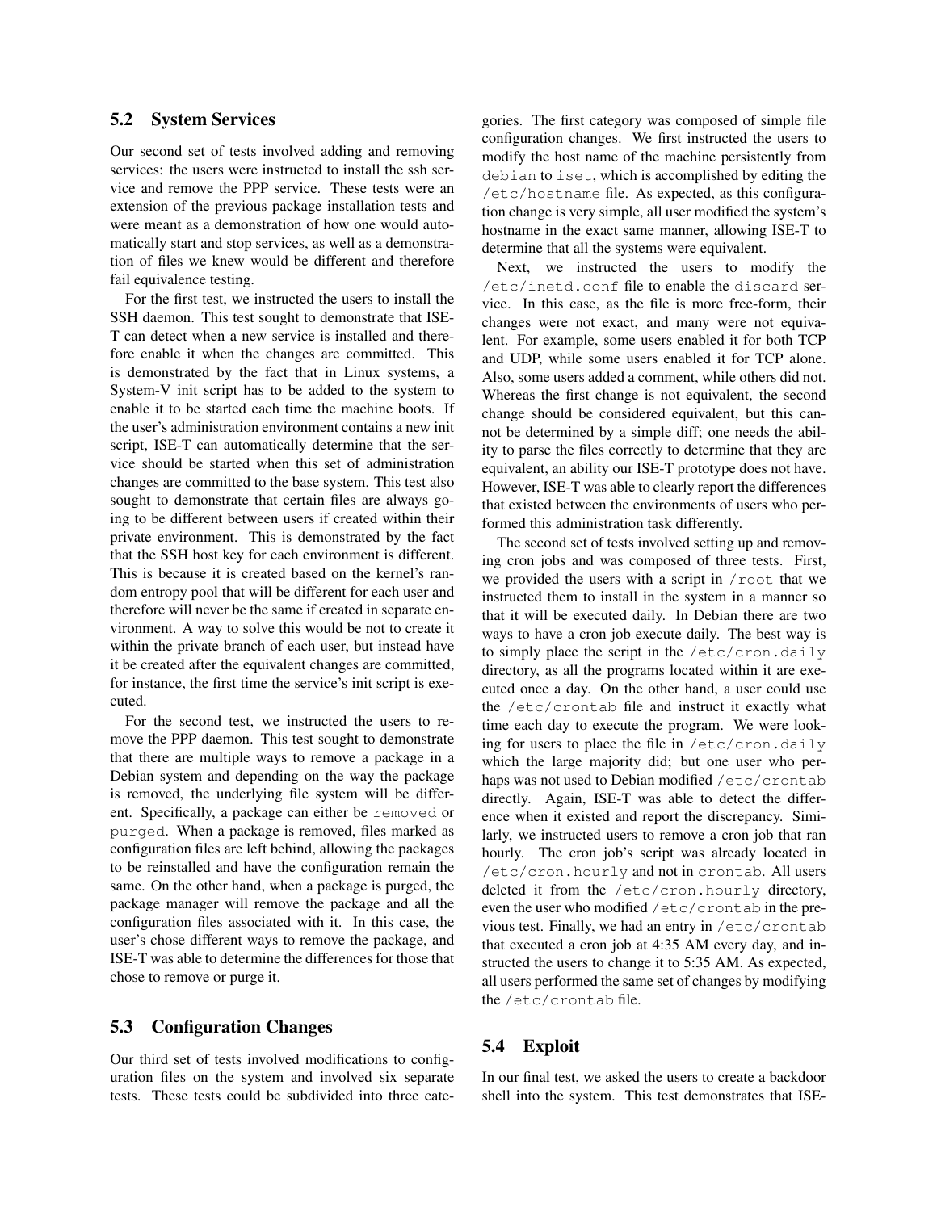## 5.2 System Services

Our second set of tests involved adding and removing services: the users were instructed to install the ssh service and remove the PPP service. These tests were an extension of the previous package installation tests and were meant as a demonstration of how one would automatically start and stop services, as well as a demonstration of files we knew would be different and therefore fail equivalence testing.

For the first test, we instructed the users to install the SSH daemon. This test sought to demonstrate that ISE-T can detect when a new service is installed and therefore enable it when the changes are committed. This is demonstrated by the fact that in Linux systems, a System-V init script has to be added to the system to enable it to be started each time the machine boots. If the user's administration environment contains a new init script, ISE-T can automatically determine that the service should be started when this set of administration changes are committed to the base system. This test also sought to demonstrate that certain files are always going to be different between users if created within their private environment. This is demonstrated by the fact that the SSH host key for each environment is different. This is because it is created based on the kernel's random entropy pool that will be different for each user and therefore will never be the same if created in separate environment. A way to solve this would be not to create it within the private branch of each user, but instead have it be created after the equivalent changes are committed, for instance, the first time the service's init script is executed.

For the second test, we instructed the users to remove the PPP daemon. This test sought to demonstrate that there are multiple ways to remove a package in a Debian system and depending on the way the package is removed, the underlying file system will be different. Specifically, a package can either be `removed` or `purged`. When a package is removed, files marked as configuration files are left behind, allowing the packages to be reinstalled and have the configuration remain the same. On the other hand, when a package is purged, the package manager will remove the package and all the configuration files associated with it. In this case, the user's chose different ways to remove the package, and ISE-T was able to determine the differences for those that chose to remove or purge it.

## 5.3 Configuration Changes

Our third set of tests involved modifications to configuration files on the system and involved six separate tests. These tests could be subdivided into three categories. The first category was composed of simple file configuration changes. We first instructed the users to modify the host name of the machine persistently from `debian` to `iset`, which is accomplished by editing the `/etc/hostname` file. As expected, as this configuration change is very simple, all user modified the system's hostname in the exact same manner, allowing ISE-T to determine that all the systems were equivalent.

Next, we instructed the users to modify the `/etc/inetd.conf` file to enable the `discard` service. In this case, as the file is more free-form, their changes were not exact, and many were not equivalent. For example, some users enabled it for both TCP and UDP, while some users enabled it for TCP alone. Also, some users added a comment, while others did not. Whereas the first change is not equivalent, the second change should be considered equivalent, but this cannot be determined by a simple diff; one needs the ability to parse the files correctly to determine that they are equivalent, an ability our ISE-T prototype does not have. However, ISE-T was able to clearly report the differences that existed between the environments of users who performed this administration task differently.

The second set of tests involved setting up and removing cron jobs and was composed of three tests. First, we provided the users with a script in `/root` that we instructed them to install in the system in a manner so that it will be executed daily. In Debian there are two ways to have a cron job execute daily. The best way is to simply place the script in the `/etc/cron.daily` directory, as all the programs located within it are executed once a day. On the other hand, a user could use the `/etc/crontab` file and instruct it exactly what time each day to execute the program. We were looking for users to place the file in `/etc/cron.daily` which the large majority did; but one user who perhaps was not used to Debian modified `/etc/crontab` directly. Again, ISE-T was able to detect the difference when it existed and report the discrepancy. Similarly, we instructed users to remove a cron job that ran hourly. The cron job's script was already located in `/etc/cron.hourly` and not in `crontab`. All users deleted it from the `/etc/cron.hourly` directory, even the user who modified `/etc/crontab` in the previous test. Finally, we had an entry in `/etc/crontab` that executed a cron job at 4:35 AM every day, and instructed the users to change it to 5:35 AM. As expected, all users performed the same set of changes by modifying the `/etc/crontab` file.

## 5.4 Exploit

In our final test, we asked the users to create a backdoor shell into the system. This test demonstrates that ISE-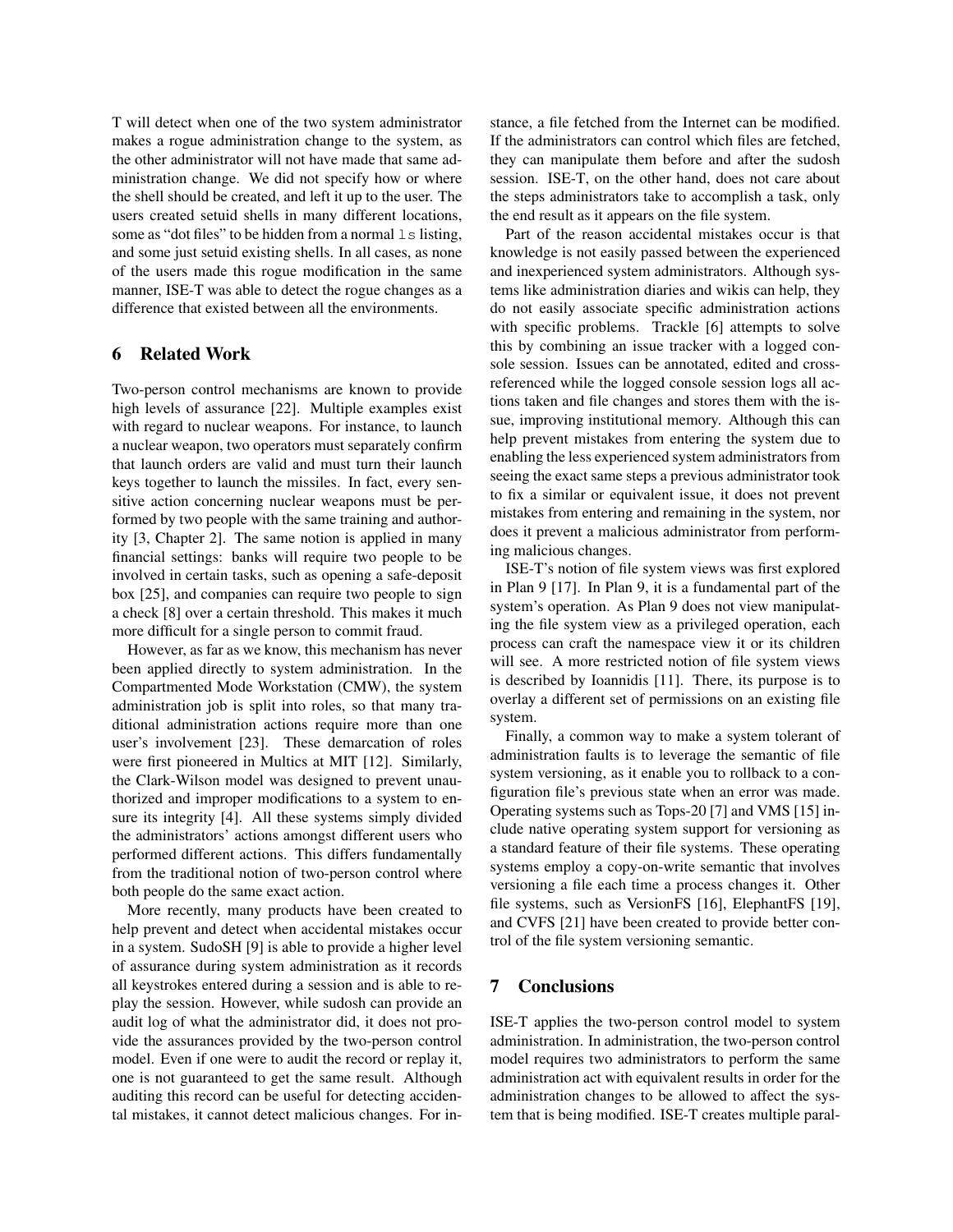T will detect when one of the two system administrator makes a rogue administration change to the system, as the other administrator will not have made that same administration change. We did not specify how or where the shell should be created, and left it up to the user. The users created setuid shells in many different locations, some as "dot files" to be hidden from a normal `ls` listing, and some just setuid existing shells. In all cases, as none of the users made this rogue modification in the same manner, ISE-T was able to detect the rogue changes as a difference that existed between all the environments.

## 6 Related Work

Two-person control mechanisms are known to provide high levels of assurance [22]. Multiple examples exist with regard to nuclear weapons. For instance, to launch a nuclear weapon, two operators must separately confirm that launch orders are valid and must turn their launch keys together to launch the missiles. In fact, every sensitive action concerning nuclear weapons must be performed by two people with the same training and authority [3, Chapter 2]. The same notion is applied in many financial settings: banks will require two people to be involved in certain tasks, such as opening a safe-deposit box [25], and companies can require two people to sign a check [8] over a certain threshold. This makes it much more difficult for a single person to commit fraud.

However, as far as we know, this mechanism has never been applied directly to system administration. In the Compartmented Mode Workstation (CMW), the system administration job is split into roles, so that many traditional administration actions require more than one user's involvement [23]. These demarcation of roles were first pioneered in Multics at MIT [12]. Similarly, the Clark-Wilson model was designed to prevent unauthorized and improper modifications to a system to ensure its integrity [4]. All these systems simply divided the administrators' actions amongst different users who performed different actions. This differs fundamentally from the traditional notion of two-person control where both people do the same exact action.

More recently, many products have been created to help prevent and detect when accidental mistakes occur in a system. SudoSH [9] is able to provide a higher level of assurance during system administration as it records all keystrokes entered during a session and is able to replay the session. However, while sudosh can provide an audit log of what the administrator did, it does not provide the assurances provided by the two-person control model. Even if one were to audit the record or replay it, one is not guaranteed to get the same result. Although auditing this record can be useful for detecting accidental mistakes, it cannot detect malicious changes. For instance, a file fetched from the Internet can be modified. If the administrators can control which files are fetched, they can manipulate them before and after the sudosh session. ISE-T, on the other hand, does not care about the steps administrators take to accomplish a task, only the end result as it appears on the file system.

Part of the reason accidental mistakes occur is that knowledge is not easily passed between the experienced and inexperienced system administrators. Although systems like administration diaries and wikis can help, they do not easily associate specific administration actions with specific problems. Trackle [6] attempts to solve this by combining an issue tracker with a logged console session. Issues can be annotated, edited and cross-referenced while the logged console session logs all actions taken and file changes and stores them with the issue, improving institutional memory. Although this can help prevent mistakes from entering the system due to enabling the less experienced system administrators from seeing the exact same steps a previous administrator took to fix a similar or equivalent issue, it does not prevent mistakes from entering and remaining in the system, nor does it prevent a malicious administrator from performing malicious changes.

ISE-T's notion of file system views was first explored in Plan 9 [17]. In Plan 9, it is a fundamental part of the system's operation. As Plan 9 does not view manipulating the file system view as a privileged operation, each process can craft the namespace view it or its children will see. A more restricted notion of file system views is described by Ioannidis [11]. There, its purpose is to overlay a different set of permissions on an existing file system.

Finally, a common way to make a system tolerant of administration faults is to leverage the semantic of file system versioning, as it enable you to rollback to a configuration file's previous state when an error was made. Operating systems such as Tops-20 [7] and VMS [15] include native operating system support for versioning as a standard feature of their file systems. These operating systems employ a copy-on-write semantic that involves versioning a file each time a process changes it. Other file systems, such as VersionFS [16], ElephantFS [19], and CVFS [21] have been created to provide better control of the file system versioning semantic.

## 7 Conclusions

ISE-T applies the two-person control model to system administration. In administration, the two-person control model requires two administrators to perform the same administration act with equivalent results in order for the administration changes to be allowed to affect the system that is being modified. ISE-T creates multiple paral-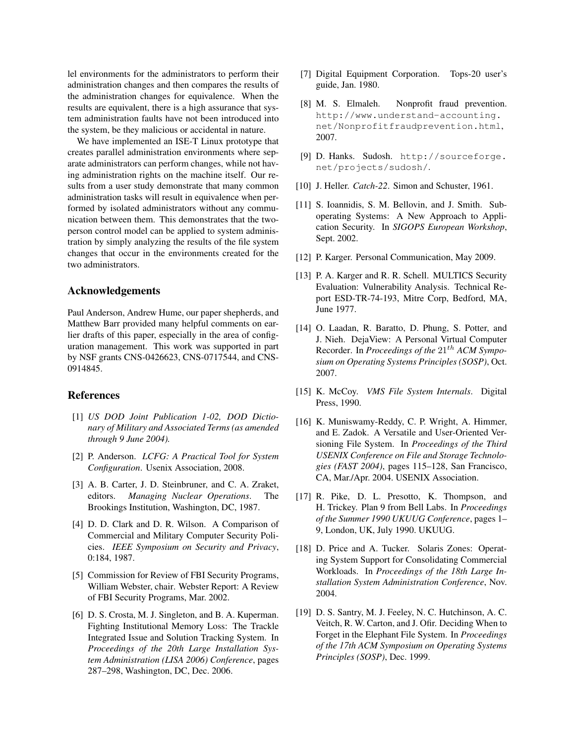lel environments for the administrators to perform their administration changes and then compares the results of the administration changes for equivalence. When the results are equivalent, there is a high assurance that system administration faults have not been introduced into the system, be they malicious or accidental in nature.

We have implemented an ISE-T Linux prototype that creates parallel administration environments where separate administrators can perform changes, while not having administration rights on the machine itself. Our results from a user study demonstrate that many common administration tasks will result in equivalence when performed by isolated administrators without any communication between them. This demonstrates that the two-person control model can be applied to system administration by simply analyzing the results of the file system changes that occur in the environments created for the two administrators.

## Acknowledgements

Paul Anderson, Andrew Hume, our paper shepherds, and Matthew Barr provided many helpful comments on earlier drafts of this paper, especially in the area of configuration management. This work was supported in part by NSF grants CNS-0426623, CNS-0717544, and CNS-0914845.

## References

[1] *US DOD Joint Publication 1-02, DOD Dictionary of Military and Associated Terms (as amended through 9 June 2004).*

[2] P. Anderson. *LCFG: A Practical Tool for System Configuration*. Usenix Association, 2008.

[3] A. B. Carter, J. D. Steinbruner, and C. A. Zraket, editors. *Managing Nuclear Operations*. The Brookings Institution, Washington, DC, 1987.

[4] D. D. Clark and D. R. Wilson. A Comparison of Commercial and Military Computer Security Policies. *IEEE Symposium on Security and Privacy*, 0:184, 1987.

[5] Commission for Review of FBI Security Programs, William Webster, chair. Webster Report: A Review of FBI Security Programs, Mar. 2002.

[6] D. S. Crosta, M. J. Singleton, and B. A. Kuperman. Fighting Institutional Memory Loss: The Trackle Integrated Issue and Solution Tracking System. In *Proceedings of the 20th Large Installation System Administration (LISA 2006) Conference*, pages 287–298, Washington, DC, Dec. 2006.

[7] Digital Equipment Corporation. Tops-20 user's guide, Jan. 1980.

[8] M. S. Elmaleh. Nonprofit fraud prevention. http://www.understand-accounting.net/Nonprofitfraudprevention.html, 2007.

[9] D. Hanks. Sudosh. http://sourceforge.net/projects/sudosh/.

[10] J. Heller. *Catch-22*. Simon and Schuster, 1961.

[11] S. Ioannidis, S. M. Bellovin, and J. Smith. Sub-operating Systems: A New Approach to Application Security. In *SIGOPS European Workshop*, Sept. 2002.

[12] P. Karger. Personal Communication, May 2009.

[13] P. A. Karger and R. R. Schell. MULTICS Security Evaluation: Vulnerability Analysis. Technical Report ESD-TR-74-193, Mitre Corp, Bedford, MA, June 1977.

[14] O. Laadan, R. Baratto, D. Phung, S. Potter, and J. Nieh. DejaView: A Personal Virtual Computer Recorder. In *Proceedings of the $21^{th}$ ACM Symposium on Operating Systems Principles (SOSP)*, Oct. 2007.

[15] K. McCoy. *VMS File System Internals*. Digital Press, 1990.

[16] K. Muniswamy-Reddy, C. P. Wright, A. Himmer, and E. Zadok. A Versatile and User-Oriented Versioning File System. In *Proceedings of the Third USENIX Conference on File and Storage Technologies (FAST 2004)*, pages 115–128, San Francisco, CA, Mar./Apr. 2004. USENIX Association.

[17] R. Pike, D. L. Presotto, K. Thompson, and H. Trickey. Plan 9 from Bell Labs. In *Proceedings of the Summer 1990 UKUUG Conference*, pages 1–9, London, UK, July 1990. UKUUG.

[18] D. Price and A. Tucker. Solaris Zones: Operating System Support for Consolidating Commercial Workloads. In *Proceedings of the 18th Large Installation System Administration Conference*, Nov. 2004.

[19] D. S. Santry, M. J. Feeley, N. C. Hutchinson, A. C. Veitch, R. W. Carton, and J. Ofir. Deciding When to Forget in the Elephant File System. In *Proceedings of the 17th ACM Symposium on Operating Systems Principles (SOSP)*, Dec. 1999.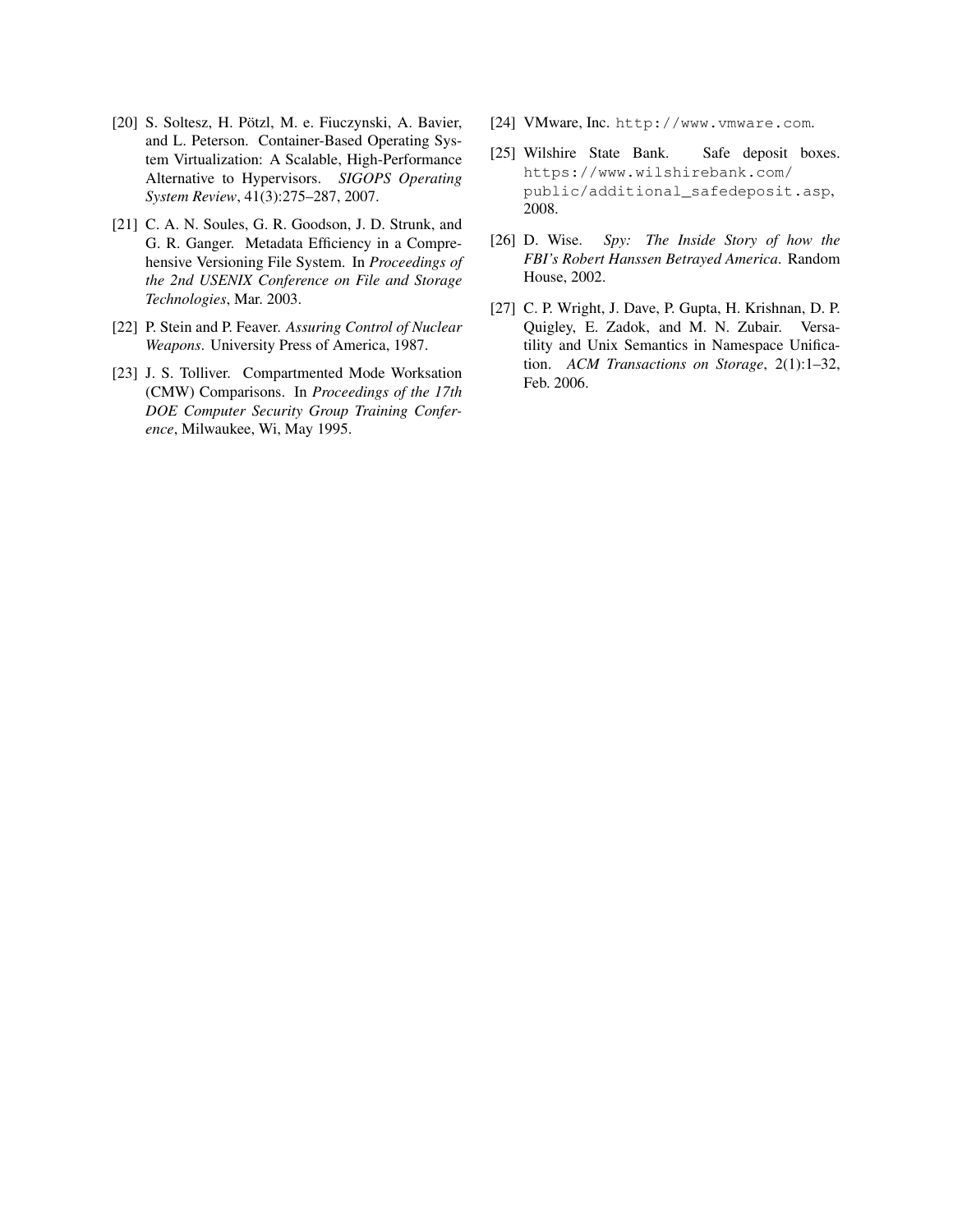[20] S. Soltesz, H. Pötzl, M. e. Fiuczynski, A. Bavier, and L. Peterson. Container-Based Operating System Virtualization: A Scalable, High-Performance Alternative to Hypervisors. *SIGOPS Operating System Review*, 41(3):275–287, 2007.

[21] C. A. N. Soules, G. R. Goodson, J. D. Strunk, and G. R. Ganger. Metadata Efficiency in a Comprehensive Versioning File System. In *Proceedings of the 2nd USENIX Conference on File and Storage Technologies*, Mar. 2003.

[22] P. Stein and P. Feaver. *Assuring Control of Nuclear Weapons*. University Press of America, 1987.

[23] J. S. Tolliver. Compartmented Mode Worksation (CMW) Comparisons. In *Proceedings of the 17th DOE Computer Security Group Training Conference*, Milwaukee, Wi, May 1995.

[24] VMware, Inc. `http://www.vmware.com`.

[25] Wilshire State Bank. Safe deposit boxes. `https://www.wilshirebank.com/public/additional_safedeposit.asp`, 2008.

[26] D. Wise. *Spy: The Inside Story of how the FBI's Robert Hanssen Betrayed America*. Random House, 2002.

[27] C. P. Wright, J. Dave, P. Gupta, H. Krishnan, D. P. Quigley, E. Zadok, and M. N. Zubair. Versatility and Unix Semantics in Namespace Unification. *ACM Transactions on Storage*, 2(1):1–32, Feb. 2006.